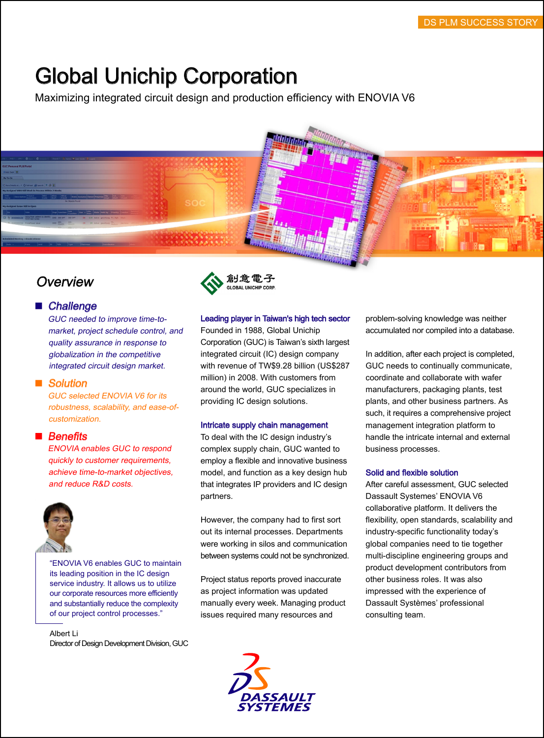DS PLM SUCCESS STORY

# Global Unichip Corporation

Maximizing integrated circuit design and production efficiency with ENOVIA V6

## Overview

### Challenge

*GUC needed to improve time-to-market, project schedule control, and quality assurance in response to globalization in the competitive integrated circuit design market.*

### Solution

*GUC selected ENOVIA V6 for its robustness, scalability, and ease-of-customization.*

### Benefits

*ENOVIA enables GUC to respond quickly to customer requirements, achieve time-to-market objectives, and reduce R&D costs.*

"ENOVIA V6 enables GUC to maintain its leading position in the IC design service industry. It allows us to utilize our corporate resources more efficiently and substantially reduce the complexity of our project control processes."

Albert Li
Director of Design Development Division, GUC

創意電子
GLOBAL UNICHIP CORP.

**Leading player in Taiwan's high tech sector**

Founded in 1988, Global Unichip Corporation (GUC) is Taiwan's sixth largest integrated circuit (IC) design company with revenue of TW$9.28 billion (US$287 million) in 2008. With customers from around the world, GUC specializes in providing IC design solutions.

**Intricate supply chain management**

To deal with the IC design industry's complex supply chain, GUC wanted to employ a flexible and innovative business model, and function as a key design hub that integrates IP providers and IC design partners.

However, the company had to first sort out its internal processes. Departments were working in silos and communication between systems could not be synchronized.

Project status reports proved inaccurate as project information was updated manually every week. Managing product issues required many resources and problem-solving knowledge was neither accumulated nor compiled into a database.

In addition, after each project is completed, GUC needs to continually communicate, coordinate and collaborate with wafer manufacturers, packaging plants, test plants, and other business partners. As such, it requires a comprehensive project management integration platform to handle the intricate internal and external business processes.

**Solid and flexible solution**

After careful assessment, GUC selected Dassault Systemes' ENOVIA V6 collaborative platform. It delivers the flexibility, open standards, scalability and industry-specific functionality today's global companies need to tie together multi-discipline engineering groups and product development contributors from other business roles. It was also impressed with the experience of Dassault Systèmes' professional consulting team.

DASSAULT SYSTEMES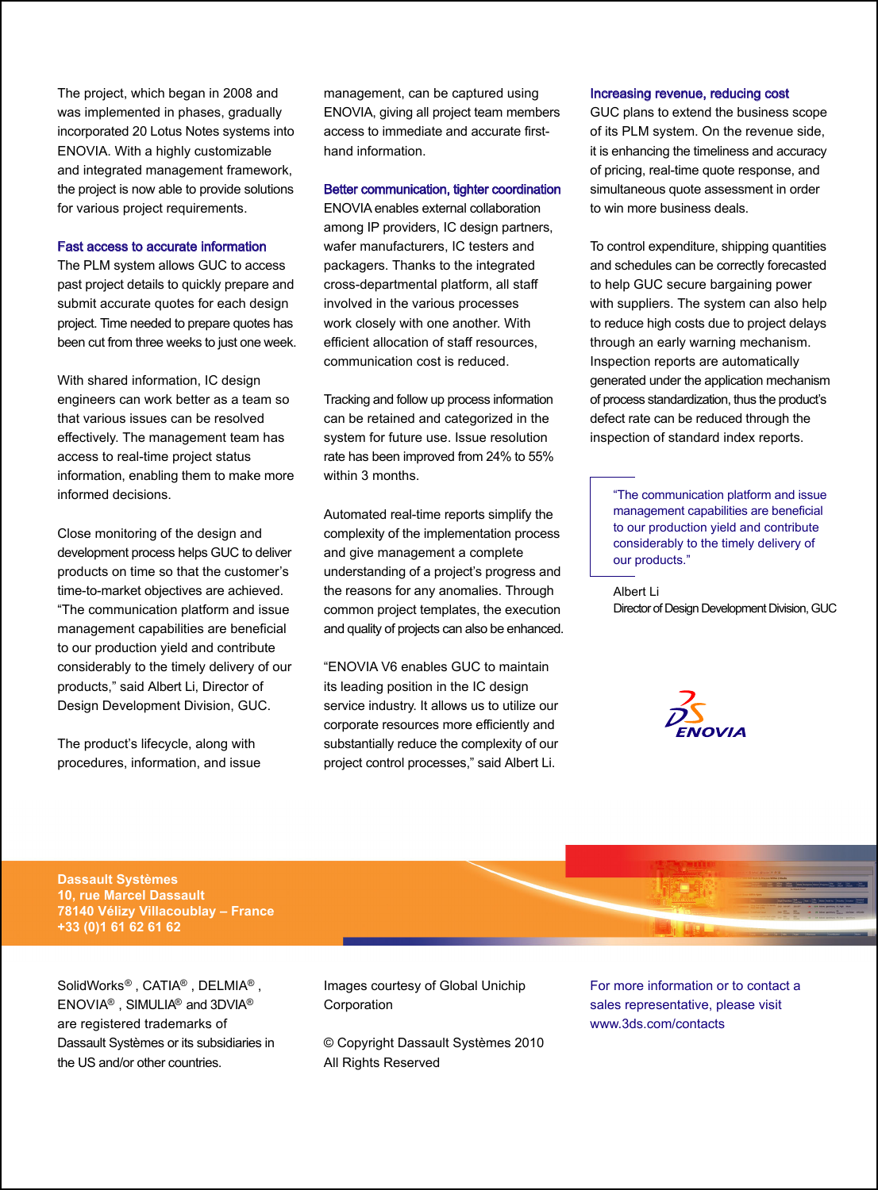The project, which began in 2008 and was implemented in phases, gradually incorporated 20 Lotus Notes systems into ENOVIA. With a highly customizable and integrated management framework, the project is now able to provide solutions for various project requirements.

### Fast access to accurate information

The PLM system allows GUC to access past project details to quickly prepare and submit accurate quotes for each design project. Time needed to prepare quotes has been cut from three weeks to just one week.

With shared information, IC design engineers can work better as a team so that various issues can be resolved effectively. The management team has access to real-time project status information, enabling them to make more informed decisions.

Close monitoring of the design and development process helps GUC to deliver products on time so that the customer's time-to-market objectives are achieved. "The communication platform and issue management capabilities are beneficial to our production yield and contribute considerably to the timely delivery of our products," said Albert Li, Director of Design Development Division, GUC.

The product's lifecycle, along with procedures, information, and issue management, can be captured using ENOVIA, giving all project team members access to immediate and accurate first-hand information.

### Better communication, tighter coordination

ENOVIA enables external collaboration among IP providers, IC design partners, wafer manufacturers, IC testers and packagers. Thanks to the integrated cross-departmental platform, all staff involved in the various processes work closely with one another. With efficient allocation of staff resources, communication cost is reduced.

Tracking and follow up process information can be retained and categorized in the system for future use. Issue resolution rate has been improved from 24% to 55% within 3 months.

Automated real-time reports simplify the complexity of the implementation process and give management a complete understanding of a project's progress and the reasons for any anomalies. Through common project templates, the execution and quality of projects can also be enhanced.

"ENOVIA V6 enables GUC to maintain its leading position in the IC design service industry. It allows us to utilize our corporate resources more efficiently and substantially reduce the complexity of our project control processes," said Albert Li.

### Increasing revenue, reducing cost

GUC plans to extend the business scope of its PLM system. On the revenue side, it is enhancing the timeliness and accuracy of pricing, real-time quote response, and simultaneous quote assessment in order to win more business deals.

To control expenditure, shipping quantities and schedules can be correctly forecasted to help GUC secure bargaining power with suppliers. The system can also help to reduce high costs due to project delays through an early warning mechanism. Inspection reports are automatically generated under the application mechanism of process standardization, thus the product's defect rate can be reduced through the inspection of standard index reports.

> "The communication platform and issue management capabilities are beneficial to our production yield and contribute considerably to the timely delivery of our products."

Albert Li
Director of Design Development Division, GUC

ENOVIA

**Dassault Systèmes**
**10, rue Marcel Dassault**
**78140 Vélizy Villacoublay – France**
**+33 (0)1 61 62 61 62**

SolidWorks®, CATIA®, DELMIA®, ENOVIA®, SIMULIA® and 3DVIA® are registered trademarks of Dassault Systèmes or its subsidiaries in the US and/or other countries.

Images courtesy of Global Unichip Corporation

© Copyright Dassault Systèmes 2010
All Rights Reserved

For more information or to contact a sales representative, please visit www.3ds.com/contacts